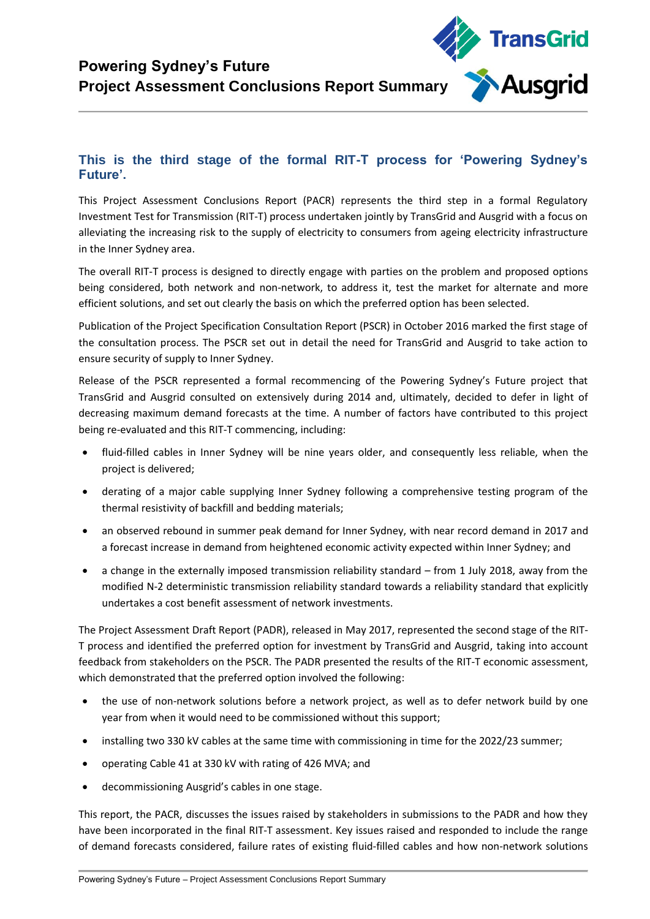# Powering Sydney's Future
# Project Assessment Conclusions Report Summary

## This is the third stage of the formal RIT-T process for 'Powering Sydney's Future'.

This Project Assessment Conclusions Report (PACR) represents the third step in a formal Regulatory Investment Test for Transmission (RIT-T) process undertaken jointly by TransGrid and Ausgrid with a focus on alleviating the increasing risk to the supply of electricity to consumers from ageing electricity infrastructure in the Inner Sydney area.

The overall RIT-T process is designed to directly engage with parties on the problem and proposed options being considered, both network and non-network, to address it, test the market for alternate and more efficient solutions, and set out clearly the basis on which the preferred option has been selected.

Publication of the Project Specification Consultation Report (PSCR) in October 2016 marked the first stage of the consultation process. The PSCR set out in detail the need for TransGrid and Ausgrid to take action to ensure security of supply to Inner Sydney.

Release of the PSCR represented a formal recommencing of the Powering Sydney's Future project that TransGrid and Ausgrid consulted on extensively during 2014 and, ultimately, decided to defer in light of decreasing maximum demand forecasts at the time. A number of factors have contributed to this project being re-evaluated and this RIT-T commencing, including:

- fluid-filled cables in Inner Sydney will be nine years older, and consequently less reliable, when the project is delivered;
- derating of a major cable supplying Inner Sydney following a comprehensive testing program of the thermal resistivity of backfill and bedding materials;
- an observed rebound in summer peak demand for Inner Sydney, with near record demand in 2017 and a forecast increase in demand from heightened economic activity expected within Inner Sydney; and
- a change in the externally imposed transmission reliability standard – from 1 July 2018, away from the modified N-2 deterministic transmission reliability standard towards a reliability standard that explicitly undertakes a cost benefit assessment of network investments.

The Project Assessment Draft Report (PADR), released in May 2017, represented the second stage of the RIT-T process and identified the preferred option for investment by TransGrid and Ausgrid, taking into account feedback from stakeholders on the PSCR. The PADR presented the results of the RIT-T economic assessment, which demonstrated that the preferred option involved the following:

- the use of non-network solutions before a network project, as well as to defer network build by one year from when it would need to be commissioned without this support;
- installing two 330 kV cables at the same time with commissioning in time for the 2022/23 summer;
- operating Cable 41 at 330 kV with rating of 426 MVA; and
- decommissioning Ausgrid's cables in one stage.

This report, the PACR, discusses the issues raised by stakeholders in submissions to the PADR and how they have been incorporated in the final RIT-T assessment. Key issues raised and responded to include the range of demand forecasts considered, failure rates of existing fluid-filled cables and how non-network solutions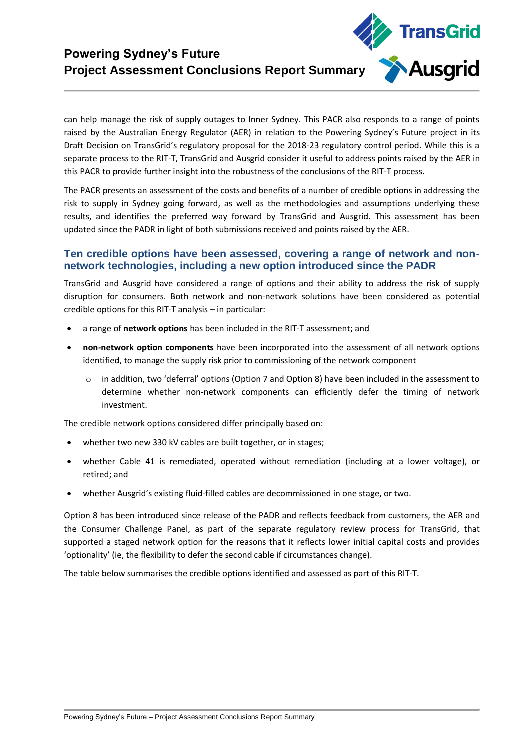can help manage the risk of supply outages to Inner Sydney. This PACR also responds to a range of points raised by the Australian Energy Regulator (AER) in relation to the Powering Sydney's Future project in its Draft Decision on TransGrid's regulatory proposal for the 2018-23 regulatory control period. While this is a separate process to the RIT-T, TransGrid and Ausgrid consider it useful to address points raised by the AER in this PACR to provide further insight into the robustness of the conclusions of the RIT-T process.

The PACR presents an assessment of the costs and benefits of a number of credible options in addressing the risk to supply in Sydney going forward, as well as the methodologies and assumptions underlying these results, and identifies the preferred way forward by TransGrid and Ausgrid. This assessment has been updated since the PADR in light of both submissions received and points raised by the AER.

## Ten credible options have been assessed, covering a range of network and non-network technologies, including a new option introduced since the PADR

TransGrid and Ausgrid have considered a range of options and their ability to address the risk of supply disruption for consumers. Both network and non-network solutions have been considered as potential credible options for this RIT-T analysis – in particular:

- a range of **network options** has been included in the RIT-T assessment; and
- **non-network option components** have been incorporated into the assessment of all network options identified, to manage the supply risk prior to commissioning of the network component
  - in addition, two 'deferral' options (Option 7 and Option 8) have been included in the assessment to determine whether non-network components can efficiently defer the timing of network investment.

The credible network options considered differ principally based on:

- whether two new 330 kV cables are built together, or in stages;
- whether Cable 41 is remediated, operated without remediation (including at a lower voltage), or retired; and
- whether Ausgrid's existing fluid-filled cables are decommissioned in one stage, or two.

Option 8 has been introduced since release of the PADR and reflects feedback from customers, the AER and the Consumer Challenge Panel, as part of the separate regulatory review process for TransGrid, that supported a staged network option for the reasons that it reflects lower initial capital costs and provides 'optionality' (ie, the flexibility to defer the second cable if circumstances change).

The table below summarises the credible options identified and assessed as part of this RIT-T.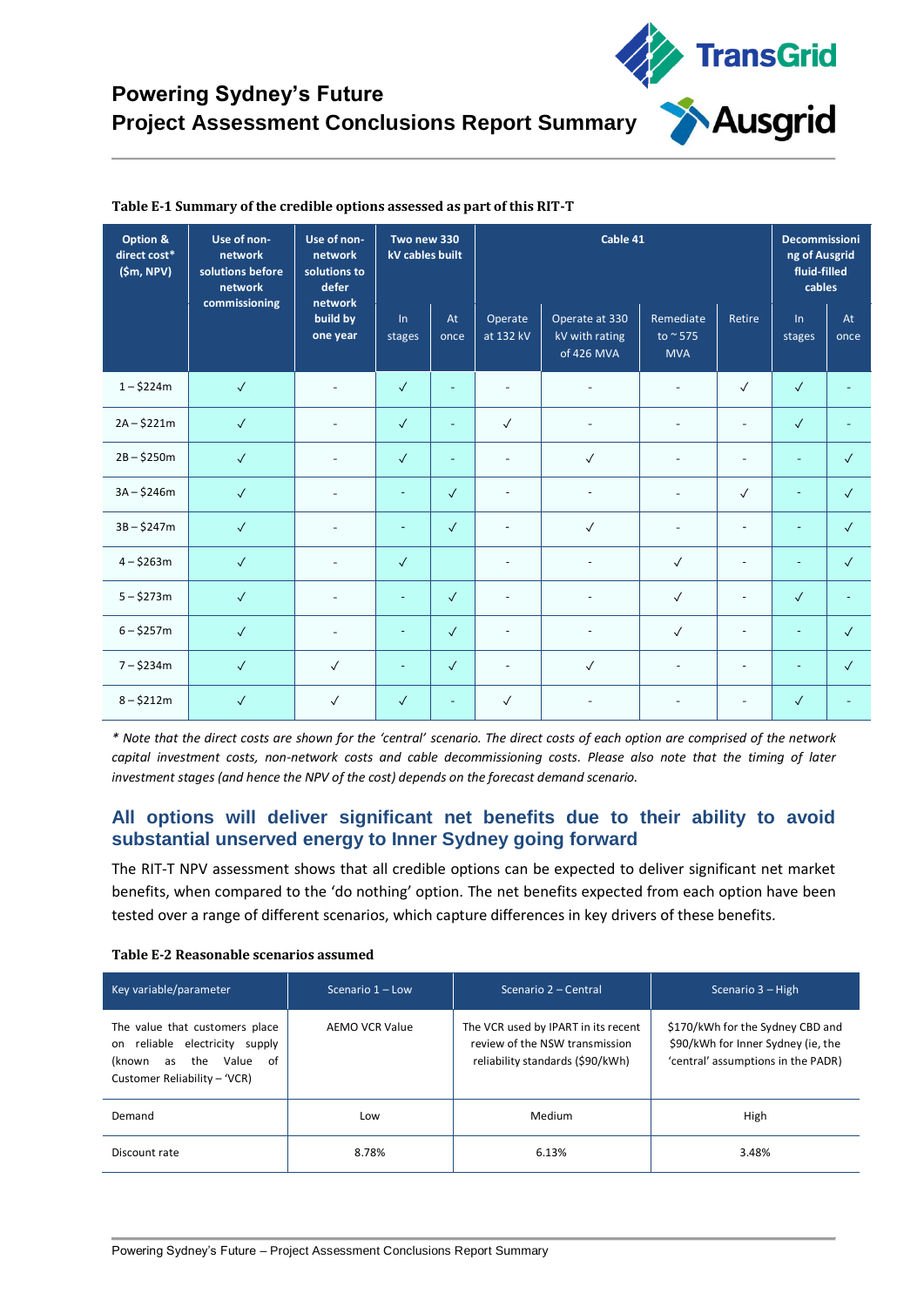**Table E-1 Summary of the credible options assessed as part of this RIT-T**

| Option & direct cost* ($m, NPV) | Use of non-network solutions before network commissioning | Use of non-network solutions to defer network build by one year | Two new 330 kV cables built | | Cable 41 | | | | Decommissioning of Ausgrid fluid-filled cables | |
|---|---|---|---|---|---|---|---|---|---|---|
| | | | In stages | At once | Operate at 132 kV | Operate at 330 kV with rating of 426 MVA | Remediate to ~ 575 MVA | Retire | In stages | At once |
| 1 – $224m | ✓ | - | ✓ | - | - | - | - | ✓ | ✓ | - |
| 2A – $221m | ✓ | - | ✓ | - | ✓ | - | - | - | ✓ | - |
| 2B – $250m | ✓ | - | ✓ | - | - | ✓ | - | - | - | ✓ |
| 3A – $246m | ✓ | - | - | ✓ | - | - | - | ✓ | - | ✓ |
| 3B – $247m | ✓ | - | - | ✓ | - | ✓ | - | - | - | ✓ |
| 4 – $263m | ✓ | - | ✓ | | - | - | ✓ | - | - | ✓ |
| 5 – $273m | ✓ | - | - | ✓ | - | - | ✓ | - | ✓ | - |
| 6 – $257m | ✓ | - | - | ✓ | - | - | ✓ | - | - | ✓ |
| 7 – $234m | ✓ | ✓ | - | ✓ | - | ✓ | - | - | - | ✓ |
| 8 – $212m | ✓ | ✓ | ✓ | - | ✓ | - | - | - | ✓ | - |

*\* Note that the direct costs are shown for the 'central' scenario. The direct costs of each option are comprised of the network capital investment costs, non-network costs and cable decommissioning costs. Please also note that the timing of later investment stages (and hence the NPV of the cost) depends on the forecast demand scenario.*

## All options will deliver significant net benefits due to their ability to avoid substantial unserved energy to Inner Sydney going forward

The RIT-T NPV assessment shows that all credible options can be expected to deliver significant net market benefits, when compared to the 'do nothing' option. The net benefits expected from each option have been tested over a range of different scenarios, which capture differences in key drivers of these benefits.

**Table E-2 Reasonable scenarios assumed**

| Key variable/parameter | Scenario 1 – Low | Scenario 2 – Central | Scenario 3 – High |
|---|---|---|---|
| The value that customers place on reliable electricity supply (known as the Value of Customer Reliability – 'VCR) | AEMO VCR Value | The VCR used by IPART in its recent review of the NSW transmission reliability standards ($90/kWh) | $170/kWh for the Sydney CBD and $90/kWh for Inner Sydney (ie, the 'central' assumptions in the PADR) |
| Demand | Low | Medium | High |
| Discount rate | 8.78% | 6.13% | 3.48% |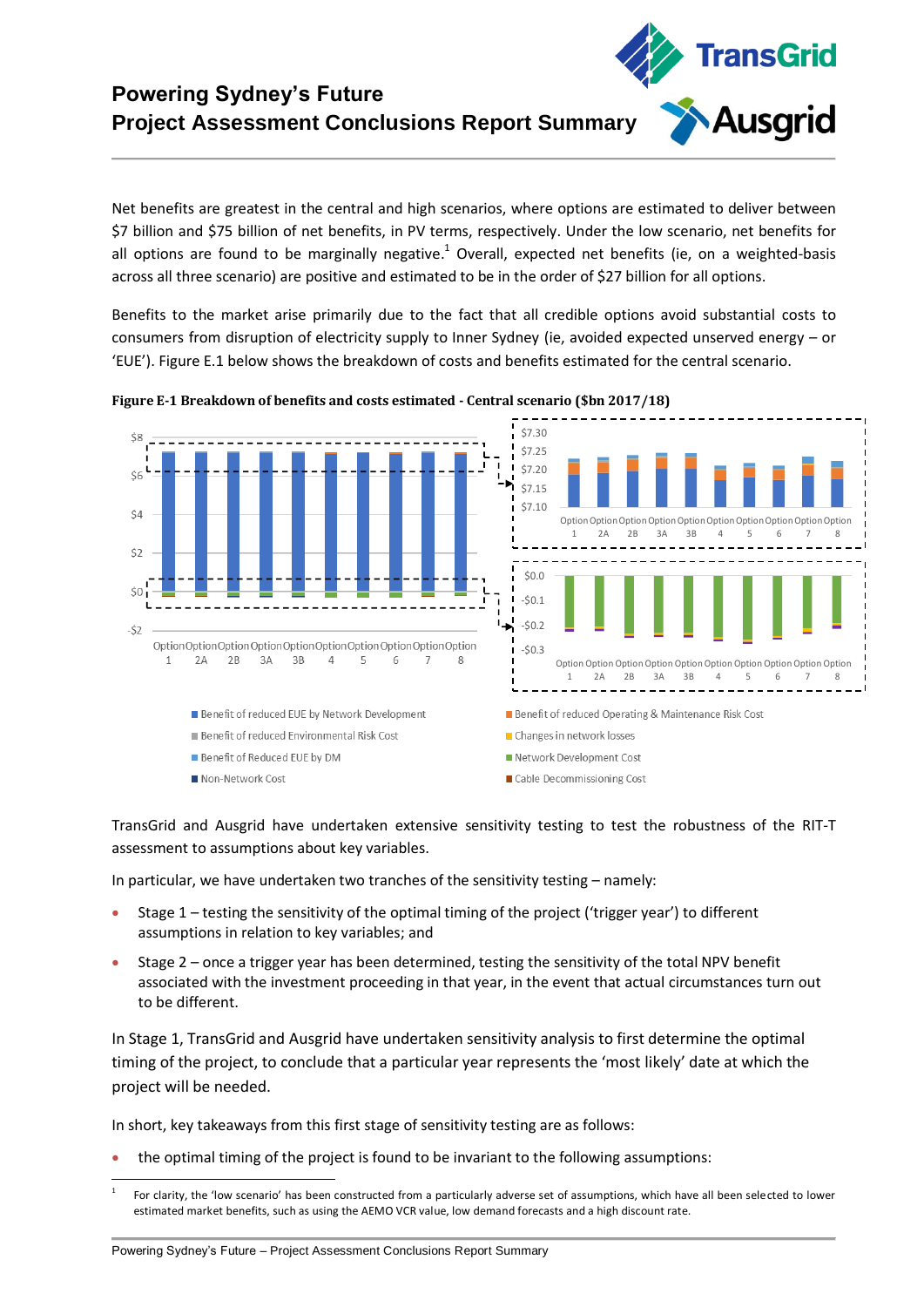Net benefits are greatest in the central and high scenarios, where options are estimated to deliver between $7 billion and $75 billion of net benefits, in PV terms, respectively. Under the low scenario, net benefits for all options are found to be marginally negative.[1] Overall, expected net benefits (ie, on a weighted-basis across all three scenario) are positive and estimated to be in the order of $27 billion for all options.

Benefits to the market arise primarily due to the fact that all credible options avoid substantial costs to consumers from disruption of electricity supply to Inner Sydney (ie, avoided expected unserved energy – or 'EUE'). Figure E.1 below shows the breakdown of costs and benefits estimated for the central scenario.

**Figure E-1 Breakdown of benefits and costs estimated - Central scenario ($bn 2017/18)**

TransGrid and Ausgrid have undertaken extensive sensitivity testing to test the robustness of the RIT-T assessment to assumptions about key variables.

In particular, we have undertaken two tranches of the sensitivity testing – namely:

- Stage 1 – testing the sensitivity of the optimal timing of the project ('trigger year') to different assumptions in relation to key variables; and
- Stage 2 – once a trigger year has been determined, testing the sensitivity of the total NPV benefit associated with the investment proceeding in that year, in the event that actual circumstances turn out to be different.

In Stage 1, TransGrid and Ausgrid have undertaken sensitivity analysis to first determine the optimal timing of the project, to conclude that a particular year represents the 'most likely' date at which the project will be needed.

In short, key takeaways from this first stage of sensitivity testing are as follows:

- the optimal timing of the project is found to be invariant to the following assumptions:

[1] For clarity, the 'low scenario' has been constructed from a particularly adverse set of assumptions, which have all been selected to lower estimated market benefits, such as using the AEMO VCR value, low demand forecasts and a high discount rate.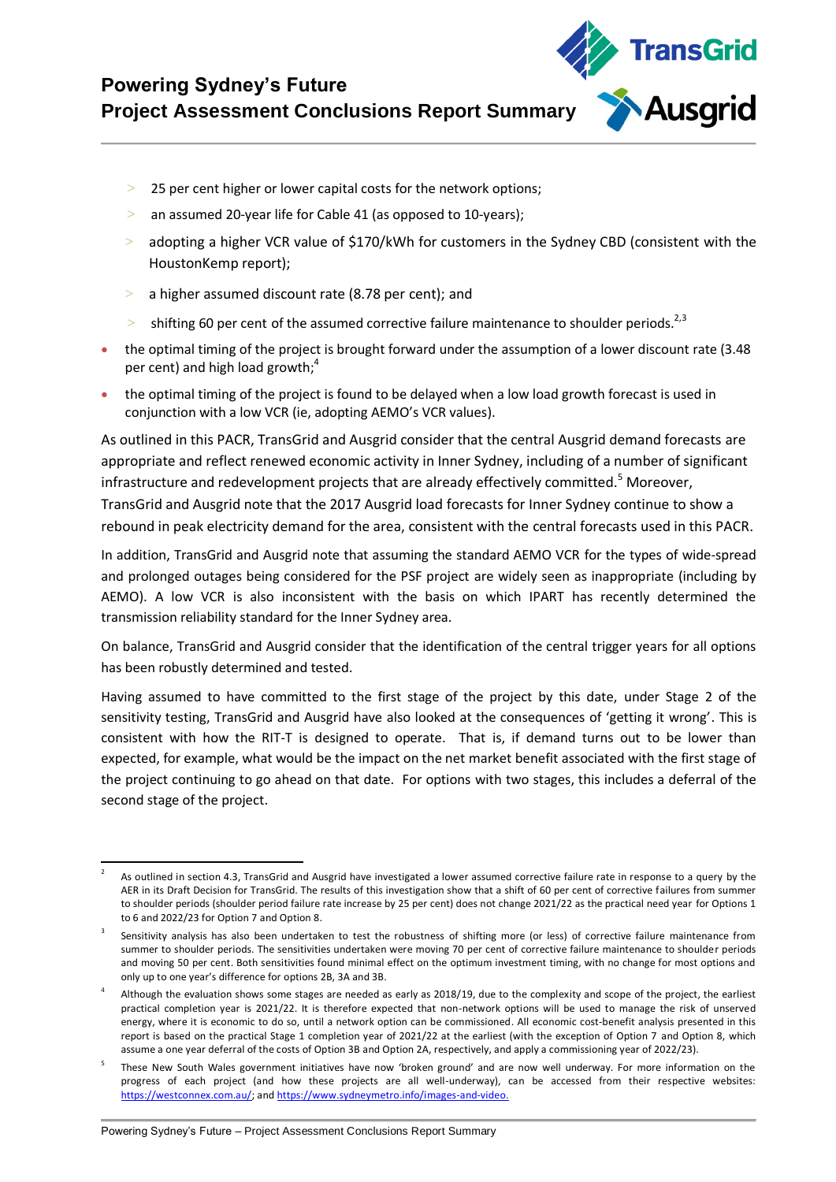- 25 per cent higher or lower capital costs for the network options;
  - an assumed 20-year life for Cable 41 (as opposed to 10-years);
  - adopting a higher VCR value of $170/kWh for customers in the Sydney CBD (consistent with the HoustonKemp report);
  - a higher assumed discount rate (8.78 per cent); and
  - shifting 60 per cent of the assumed corrective failure maintenance to shoulder periods.[2,3]
- the optimal timing of the project is brought forward under the assumption of a lower discount rate (3.48 per cent) and high load growth;[4]
- the optimal timing of the project is found to be delayed when a low load growth forecast is used in conjunction with a low VCR (ie, adopting AEMO's VCR values).

As outlined in this PACR, TransGrid and Ausgrid consider that the central Ausgrid demand forecasts are appropriate and reflect renewed economic activity in Inner Sydney, including of a number of significant infrastructure and redevelopment projects that are already effectively committed.[5] Moreover, TransGrid and Ausgrid note that the 2017 Ausgrid load forecasts for Inner Sydney continue to show a rebound in peak electricity demand for the area, consistent with the central forecasts used in this PACR.

In addition, TransGrid and Ausgrid note that assuming the standard AEMO VCR for the types of wide-spread and prolonged outages being considered for the PSF project are widely seen as inappropriate (including by AEMO). A low VCR is also inconsistent with the basis on which IPART has recently determined the transmission reliability standard for the Inner Sydney area.

On balance, TransGrid and Ausgrid consider that the identification of the central trigger years for all options has been robustly determined and tested.

Having assumed to have committed to the first stage of the project by this date, under Stage 2 of the sensitivity testing, TransGrid and Ausgrid have also looked at the consequences of 'getting it wrong'. This is consistent with how the RIT-T is designed to operate. That is, if demand turns out to be lower than expected, for example, what would be the impact on the net market benefit associated with the first stage of the project continuing to go ahead on that date. For options with two stages, this includes a deferral of the second stage of the project.

---

[2] As outlined in section 4.3, TransGrid and Ausgrid have investigated a lower assumed corrective failure rate in response to a query by the AER in its Draft Decision for TransGrid. The results of this investigation show that a shift of 60 per cent of corrective failures from summer to shoulder periods (shoulder period failure rate increase by 25 per cent) does not change 2021/22 as the practical need year for Options 1 to 6 and 2022/23 for Option 7 and Option 8.

[3] Sensitivity analysis has also been undertaken to test the robustness of shifting more (or less) of corrective failure maintenance from summer to shoulder periods. The sensitivities undertaken were moving 70 per cent of corrective failure maintenance to shoulder periods and moving 50 per cent. Both sensitivities found minimal effect on the optimum investment timing, with no change for most options and only up to one year's difference for options 2B, 3A and 3B.

[4] Although the evaluation shows some stages are needed as early as 2018/19, due to the complexity and scope of the project, the earliest practical completion year is 2021/22. It is therefore expected that non-network options will be used to manage the risk of unserved energy, where it is economic to do so, until a network option can be commissioned. All economic cost-benefit analysis presented in this report is based on the practical Stage 1 completion year of 2021/22 at the earliest (with the exception of Option 7 and Option 8, which assume a one year deferral of the costs of Option 3B and Option 2A, respectively, and apply a commissioning year of 2022/23).

[5] These New South Wales government initiatives have now 'broken ground' and are now well underway. For more information on the progress of each project (and how these projects are all well-underway), can be accessed from their respective websites: https://westconnex.com.au/; and https://www.sydneymetro.info/images-and-video.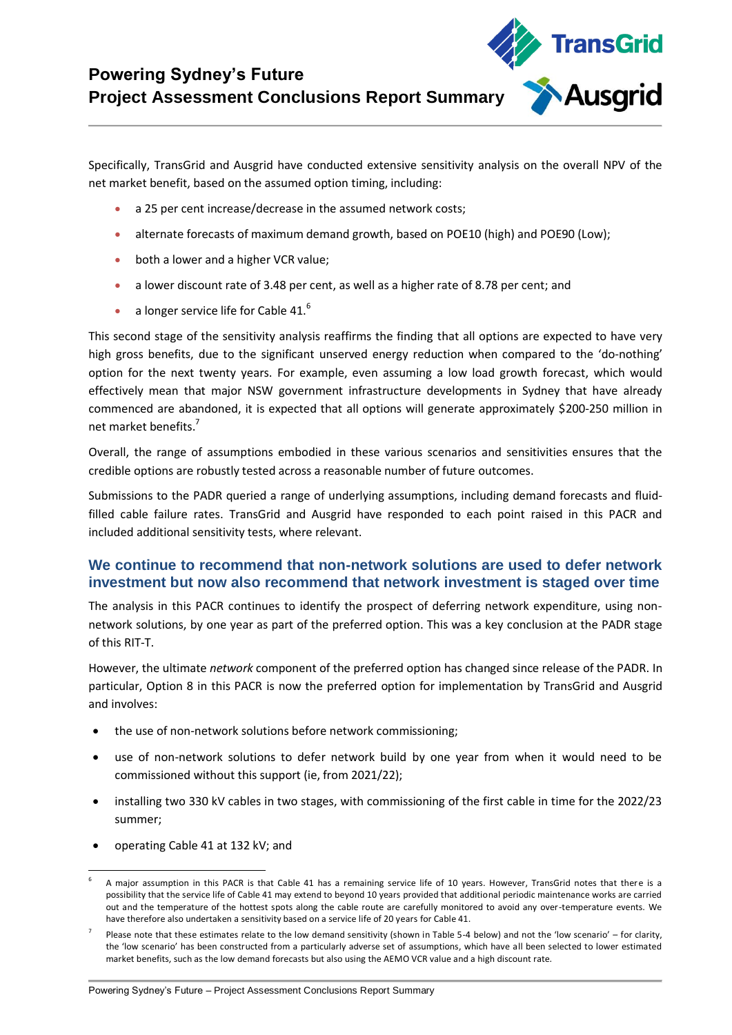Specifically, TransGrid and Ausgrid have conducted extensive sensitivity analysis on the overall NPV of the net market benefit, based on the assumed option timing, including:

- a 25 per cent increase/decrease in the assumed network costs;
- alternate forecasts of maximum demand growth, based on POE10 (high) and POE90 (Low);
- both a lower and a higher VCR value;
- a lower discount rate of 3.48 per cent, as well as a higher rate of 8.78 per cent; and
- a longer service life for Cable 41.[6]

This second stage of the sensitivity analysis reaffirms the finding that all options are expected to have very high gross benefits, due to the significant unserved energy reduction when compared to the 'do-nothing' option for the next twenty years. For example, even assuming a low load growth forecast, which would effectively mean that major NSW government infrastructure developments in Sydney that have already commenced are abandoned, it is expected that all options will generate approximately $200-250 million in net market benefits.[7]

Overall, the range of assumptions embodied in these various scenarios and sensitivities ensures that the credible options are robustly tested across a reasonable number of future outcomes.

Submissions to the PADR queried a range of underlying assumptions, including demand forecasts and fluid-filled cable failure rates. TransGrid and Ausgrid have responded to each point raised in this PACR and included additional sensitivity tests, where relevant.

## We continue to recommend that non-network solutions are used to defer network investment but now also recommend that network investment is staged over time

The analysis in this PACR continues to identify the prospect of deferring network expenditure, using non-network solutions, by one year as part of the preferred option. This was a key conclusion at the PADR stage of this RIT-T.

However, the ultimate *network* component of the preferred option has changed since release of the PADR. In particular, Option 8 in this PACR is now the preferred option for implementation by TransGrid and Ausgrid and involves:

- the use of non-network solutions before network commissioning;
- use of non-network solutions to defer network build by one year from when it would need to be commissioned without this support (ie, from 2021/22);
- installing two 330 kV cables in two stages, with commissioning of the first cable in time for the 2022/23 summer;
- operating Cable 41 at 132 kV; and

---

[6] A major assumption in this PACR is that Cable 41 has a remaining service life of 10 years. However, TransGrid notes that there is a possibility that the service life of Cable 41 may extend to beyond 10 years provided that additional periodic maintenance works are carried out and the temperature of the hottest spots along the cable route are carefully monitored to avoid any over-temperature events. We have therefore also undertaken a sensitivity based on a service life of 20 years for Cable 41.

[7] Please note that these estimates relate to the low demand sensitivity (shown in Table 5-4 below) and not the 'low scenario' – for clarity, the 'low scenario' has been constructed from a particularly adverse set of assumptions, which have all been selected to lower estimated market benefits, such as the low demand forecasts but also using the AEMO VCR value and a high discount rate.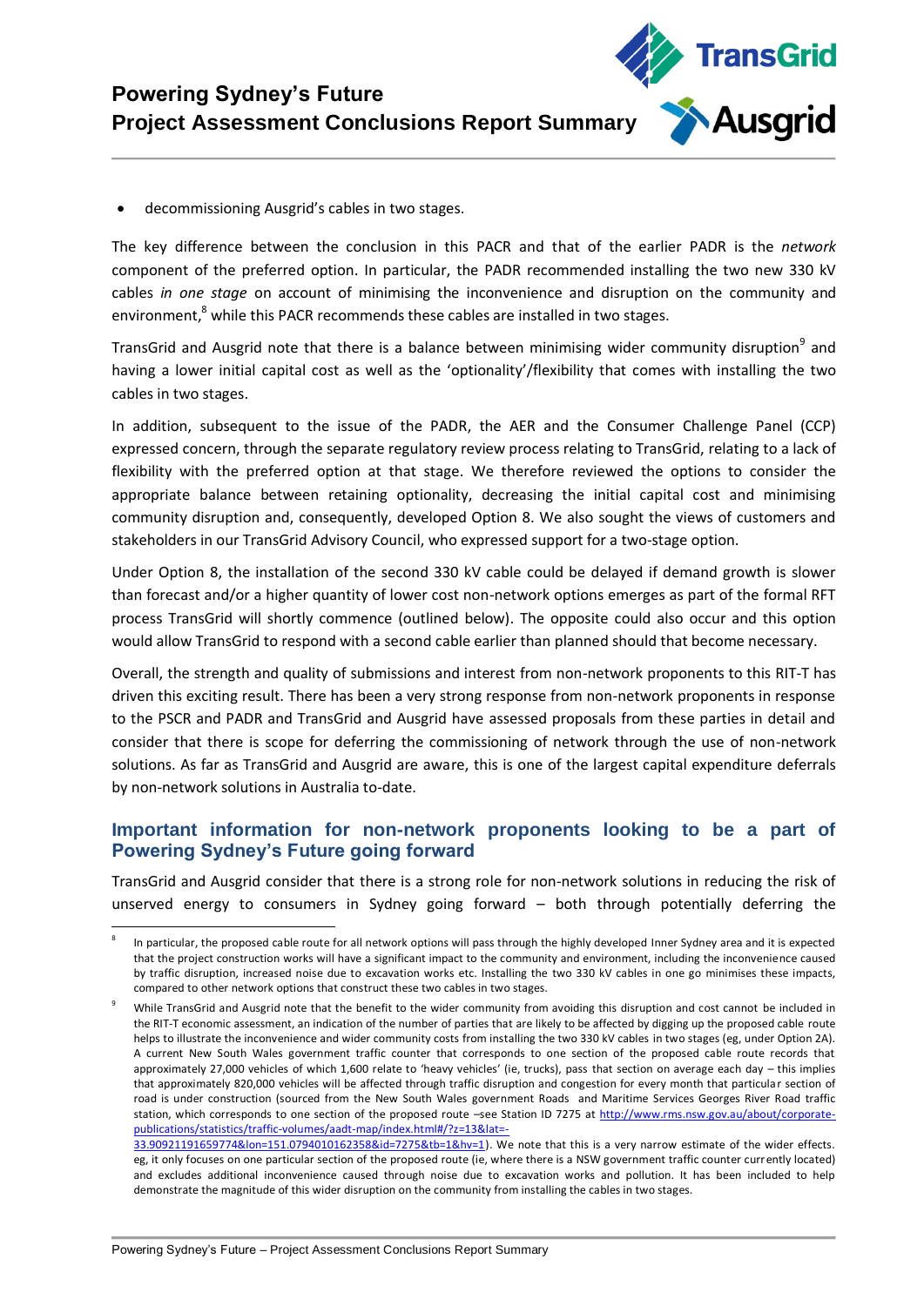- decommissioning Ausgrid's cables in two stages.

The key difference between the conclusion in this PACR and that of the earlier PADR is the *network* component of the preferred option. In particular, the PADR recommended installing the two new 330 kV cables *in one stage* on account of minimising the inconvenience and disruption on the community and environment,[8] while this PACR recommends these cables are installed in two stages.

TransGrid and Ausgrid note that there is a balance between minimising wider community disruption[9] and having a lower initial capital cost as well as the 'optionality'/flexibility that comes with installing the two cables in two stages.

In addition, subsequent to the issue of the PADR, the AER and the Consumer Challenge Panel (CCP) expressed concern, through the separate regulatory review process relating to TransGrid, relating to a lack of flexibility with the preferred option at that stage. We therefore reviewed the options to consider the appropriate balance between retaining optionality, decreasing the initial capital cost and minimising community disruption and, consequently, developed Option 8. We also sought the views of customers and stakeholders in our TransGrid Advisory Council, who expressed support for a two-stage option.

Under Option 8, the installation of the second 330 kV cable could be delayed if demand growth is slower than forecast and/or a higher quantity of lower cost non-network options emerges as part of the formal RFT process TransGrid will shortly commence (outlined below). The opposite could also occur and this option would allow TransGrid to respond with a second cable earlier than planned should that become necessary.

Overall, the strength and quality of submissions and interest from non-network proponents to this RIT-T has driven this exciting result. There has been a very strong response from non-network proponents in response to the PSCR and PADR and TransGrid and Ausgrid have assessed proposals from these parties in detail and consider that there is scope for deferring the commissioning of network through the use of non-network solutions. As far as TransGrid and Ausgrid are aware, this is one of the largest capital expenditure deferrals by non-network solutions in Australia to-date.

## Important information for non-network proponents looking to be a part of Powering Sydney's Future going forward

TransGrid and Ausgrid consider that there is a strong role for non-network solutions in reducing the risk of unserved energy to consumers in Sydney going forward – both through potentially deferring the

---

[8] In particular, the proposed cable route for all network options will pass through the highly developed Inner Sydney area and it is expected that the project construction works will have a significant impact to the community and environment, including the inconvenience caused by traffic disruption, increased noise due to excavation works etc. Installing the two 330 kV cables in one go minimises these impacts, compared to other network options that construct these two cables in two stages.

[9] While TransGrid and Ausgrid note that the benefit to the wider community from avoiding this disruption and cost cannot be included in the RIT-T economic assessment, an indication of the number of parties that are likely to be affected by digging up the proposed cable route helps to illustrate the inconvenience and wider community costs from installing the two 330 kV cables in two stages (eg, under Option 2A). A current New South Wales government traffic counter that corresponds to one section of the proposed cable route records that approximately 27,000 vehicles of which 1,600 relate to 'heavy vehicles' (ie, trucks), pass that section on average each day – this implies that approximately 820,000 vehicles will be affected through traffic disruption and congestion for every month that particular section of road is under construction (sourced from the New South Wales government Roads and Maritime Services Georges River Road traffic station, which corresponds to one section of the proposed route –see Station ID 7275 at http://www.rms.nsw.gov.au/about/corporate-publications/statistics/traffic-volumes/aadt-map/index.html#/?z=13&lat=-33.90921191659774&lon=151.0794010162358&id=7275&tb=1&hv=1). We note that this is a very narrow estimate of the wider effects. eg, it only focuses on one particular section of the proposed route (ie, where there is a NSW government traffic counter currently located) and excludes additional inconvenience caused through noise due to excavation works and pollution. It has been included to help demonstrate the magnitude of this wider disruption on the community from installing the cables in two stages.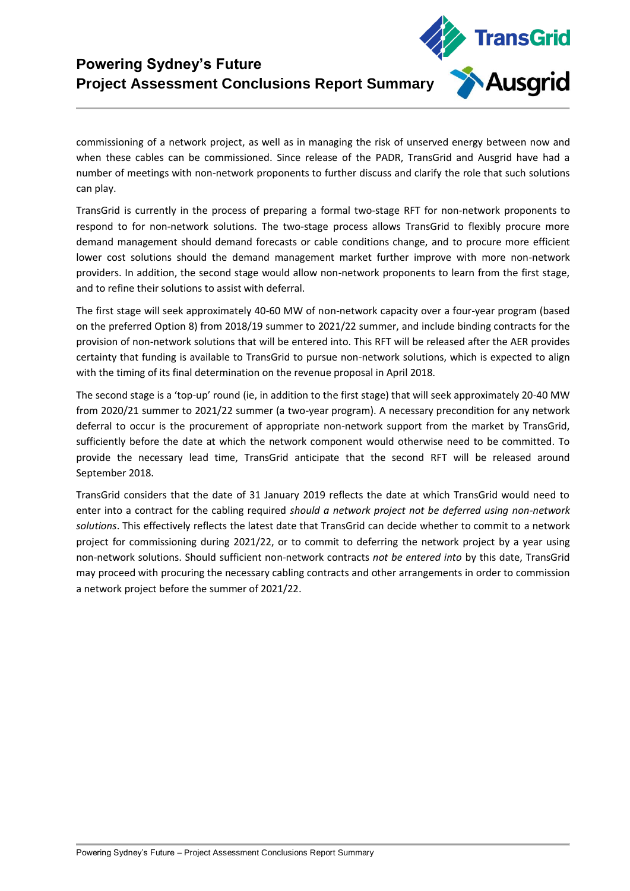commissioning of a network project, as well as in managing the risk of unserved energy between now and when these cables can be commissioned. Since release of the PADR, TransGrid and Ausgrid have had a number of meetings with non-network proponents to further discuss and clarify the role that such solutions can play.

TransGrid is currently in the process of preparing a formal two-stage RFT for non-network proponents to respond to for non-network solutions. The two-stage process allows TransGrid to flexibly procure more demand management should demand forecasts or cable conditions change, and to procure more efficient lower cost solutions should the demand management market further improve with more non-network providers. In addition, the second stage would allow non-network proponents to learn from the first stage, and to refine their solutions to assist with deferral.

The first stage will seek approximately 40-60 MW of non-network capacity over a four-year program (based on the preferred Option 8) from 2018/19 summer to 2021/22 summer, and include binding contracts for the provision of non-network solutions that will be entered into. This RFT will be released after the AER provides certainty that funding is available to TransGrid to pursue non-network solutions, which is expected to align with the timing of its final determination on the revenue proposal in April 2018.

The second stage is a 'top-up' round (ie, in addition to the first stage) that will seek approximately 20-40 MW from 2020/21 summer to 2021/22 summer (a two-year program). A necessary precondition for any network deferral to occur is the procurement of appropriate non-network support from the market by TransGrid, sufficiently before the date at which the network component would otherwise need to be committed. To provide the necessary lead time, TransGrid anticipate that the second RFT will be released around September 2018.

TransGrid considers that the date of 31 January 2019 reflects the date at which TransGrid would need to enter into a contract for the cabling required *should a network project not be deferred using non-network solutions*. This effectively reflects the latest date that TransGrid can decide whether to commit to a network project for commissioning during 2021/22, or to commit to deferring the network project by a year using non-network solutions. Should sufficient non-network contracts *not be entered into* by this date, TransGrid may proceed with procuring the necessary cabling contracts and other arrangements in order to commission a network project before the summer of 2021/22.